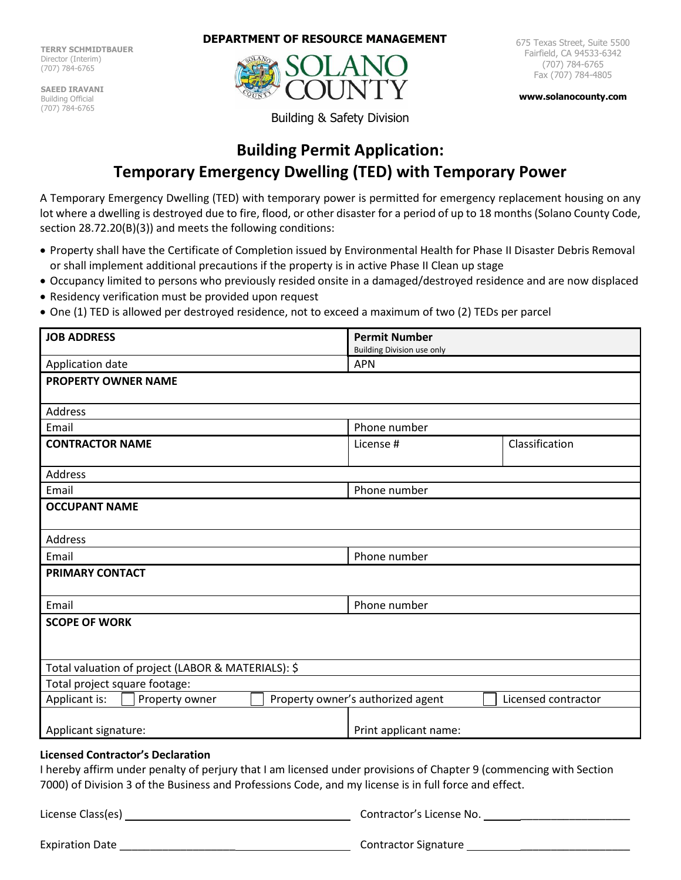**TERRY SCHMIDTBAUER**
Director (Interim)
(707) 784-6765

**SAEED IRAVANI**
Building Official
(707) 784-6765

**DEPARTMENT OF RESOURCE MANAGEMENT**

SOLANO COUNTY

Building & Safety Division

675 Texas Street, Suite 5500
Fairfield, CA 94533-6342
(707) 784-6765
Fax (707) 784-4805

**www.solanocounty.com**

# Building Permit Application: Temporary Emergency Dwelling (TED) with Temporary Power

A Temporary Emergency Dwelling (TED) with temporary power is permitted for emergency replacement housing on any lot where a dwelling is destroyed due to fire, flood, or other disaster for a period of up to 18 months (Solano County Code, section 28.72.20(B)(3)) and meets the following conditions:

- Property shall have the Certificate of Completion issued by Environmental Health for Phase II Disaster Debris Removal or shall implement additional precautions if the property is in active Phase II Clean up stage
- Occupancy limited to persons who previously resided onsite in a damaged/destroyed residence and are now displaced
- Residency verification must be provided upon request
- One (1) TED is allowed per destroyed residence, not to exceed a maximum of two (2) TEDs per parcel

| | | |
|---|---|---|
| **JOB ADDRESS** | **Permit Number** Building Division use only | |
| Application date | APN | |
| **PROPERTY OWNER NAME** | | |
| Address | | |
| Email | Phone number | |
| **CONTRACTOR NAME** | License # | Classification |
| Address | | |
| Email | Phone number | |
| **OCCUPANT NAME** | | |
| Address | | |
| Email | Phone number | |
| **PRIMARY CONTACT** | | |
| Email | Phone number | |
| **SCOPE OF WORK** | | |
| Total valuation of project (LABOR & MATERIALS): $ | | |
| Total project square footage: | | |
| Applicant is: ☐ Property owner | ☐ Property owner's authorized agent | ☐ Licensed contractor |
| Applicant signature: | Print applicant name: | |

**Licensed Contractor's Declaration**

I hereby affirm under penalty of perjury that I am licensed under provisions of Chapter 9 (commencing with Section 7000) of Division 3 of the Business and Professions Code, and my license is in full force and effect.

License Class(es) ______________________ Contractor's License No. ______________________

Expiration Date ______________________ Contractor Signature ______________________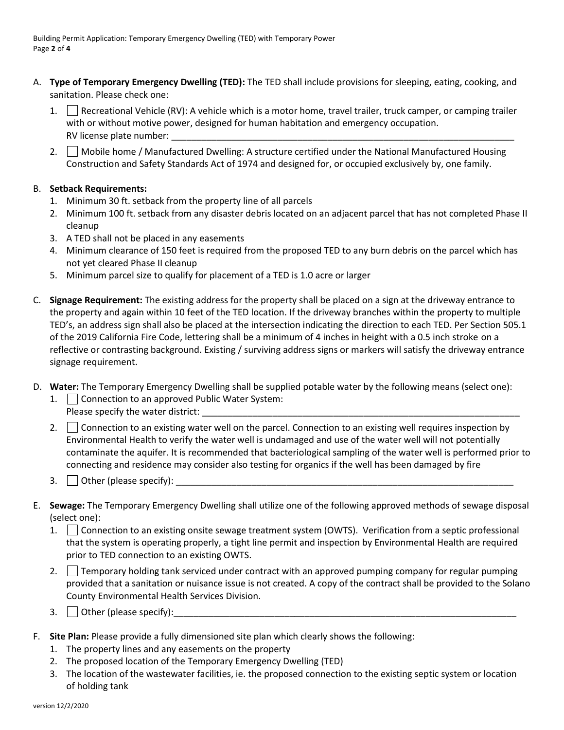A. **Type of Temporary Emergency Dwelling (TED):** The TED shall include provisions for sleeping, eating, cooking, and sanitation. Please check one:

   1. ☐ Recreational Vehicle (RV): A vehicle which is a motor home, travel trailer, truck camper, or camping trailer with or without motive power, designed for human habitation and emergency occupation.
      RV license plate number: ______________________________________________________________________
   2. ☐ Mobile home / Manufactured Dwelling: A structure certified under the National Manufactured Housing Construction and Safety Standards Act of 1974 and designed for, or occupied exclusively by, one family.

B. **Setback Requirements:**

   1. Minimum 30 ft. setback from the property line of all parcels
   2. Minimum 100 ft. setback from any disaster debris located on an adjacent parcel that has not completed Phase II cleanup
   3. A TED shall not be placed in any easements
   4. Minimum clearance of 150 feet is required from the proposed TED to any burn debris on the parcel which has not yet cleared Phase II cleanup
   5. Minimum parcel size to qualify for placement of a TED is 1.0 acre or larger

C. **Signage Requirement:** The existing address for the property shall be placed on a sign at the driveway entrance to the property and again within 10 feet of the TED location. If the driveway branches within the property to multiple TED's, an address sign shall also be placed at the intersection indicating the direction to each TED. Per Section 505.1 of the 2019 California Fire Code, lettering shall be a minimum of 4 inches in height with a 0.5 inch stroke on a reflective or contrasting background. Existing / surviving address signs or markers will satisfy the driveway entrance signage requirement.

D. **Water:** The Temporary Emergency Dwelling shall be supplied potable water by the following means (select one):

   1. ☐ Connection to an approved Public Water System:
      Please specify the water district: ______________________________________________________________
   2. ☐ Connection to an existing water well on the parcel. Connection to an existing well requires inspection by Environmental Health to verify the water well is undamaged and use of the water well will not potentially contaminate the aquifer. It is recommended that bacteriological sampling of the water well is performed prior to connecting and residence may consider also testing for organics if the well has been damaged by fire
   3. ☐ Other (please specify): ______________________________________________________________________

E. **Sewage:** The Temporary Emergency Dwelling shall utilize one of the following approved methods of sewage disposal (select one):

   1. ☐ Connection to an existing onsite sewage treatment system (OWTS). Verification from a septic professional that the system is operating properly, a tight line permit and inspection by Environmental Health are required prior to TED connection to an existing OWTS.
   2. ☐ Temporary holding tank serviced under contract with an approved pumping company for regular pumping provided that a sanitation or nuisance issue is not created. A copy of the contract shall be provided to the Solano County Environmental Health Services Division.
   3. ☐ Other (please specify):______________________________________________________________________

F. **Site Plan:** Please provide a fully dimensioned site plan which clearly shows the following:

   1. The property lines and any easements on the property
   2. The proposed location of the Temporary Emergency Dwelling (TED)
   3. The location of the wastewater facilities, ie. the proposed connection to the existing septic system or location of holding tank

version 12/2/2020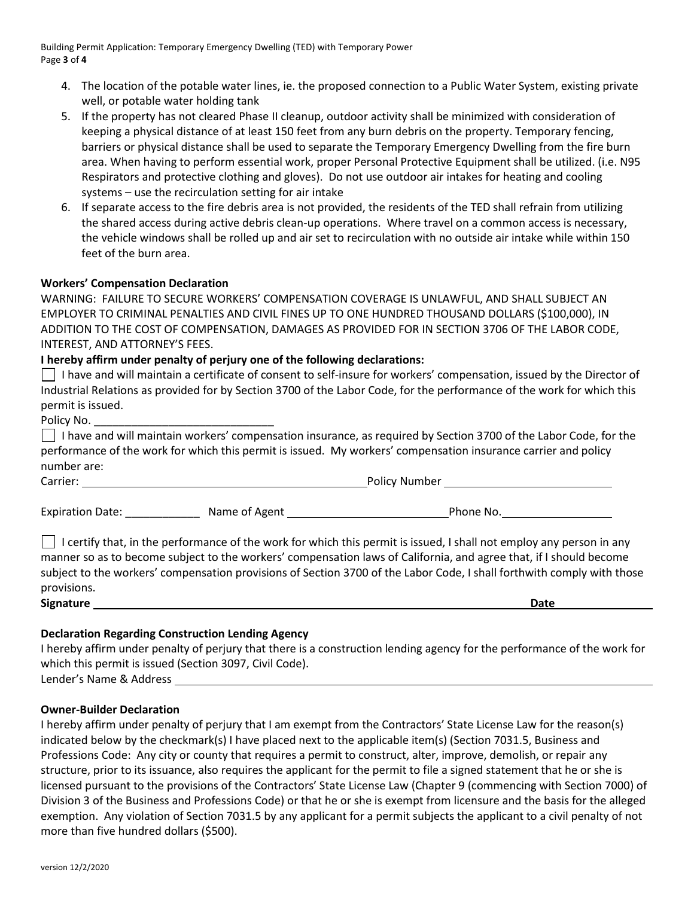4. The location of the potable water lines, ie. the proposed connection to a Public Water System, existing private well, or potable water holding tank
5. If the property has not cleared Phase II cleanup, outdoor activity shall be minimized with consideration of keeping a physical distance of at least 150 feet from any burn debris on the property. Temporary fencing, barriers or physical distance shall be used to separate the Temporary Emergency Dwelling from the fire burn area. When having to perform essential work, proper Personal Protective Equipment shall be utilized. (i.e. N95 Respirators and protective clothing and gloves). Do not use outdoor air intakes for heating and cooling systems – use the recirculation setting for air intake
6. If separate access to the fire debris area is not provided, the residents of the TED shall refrain from utilizing the shared access during active debris clean-up operations. Where travel on a common access is necessary, the vehicle windows shall be rolled up and air set to recirculation with no outside air intake while within 150 feet of the burn area.

**Workers' Compensation Declaration**

WARNING: FAILURE TO SECURE WORKERS' COMPENSATION COVERAGE IS UNLAWFUL, AND SHALL SUBJECT AN EMPLOYER TO CRIMINAL PENALTIES AND CIVIL FINES UP TO ONE HUNDRED THOUSAND DOLLARS ($100,000), IN ADDITION TO THE COST OF COMPENSATION, DAMAGES AS PROVIDED FOR IN SECTION 3706 OF THE LABOR CODE, INTEREST, AND ATTORNEY'S FEES.

**I hereby affirm under penalty of perjury one of the following declarations:**

☐ I have and will maintain a certificate of consent to self-insure for workers' compensation, issued by the Director of Industrial Relations as provided for by Section 3700 of the Labor Code, for the performance of the work for which this permit is issued.

Policy No. ____________________________

☐ I have and will maintain workers' compensation insurance, as required by Section 3700 of the Labor Code, for the performance of the work for which this permit is issued. My workers' compensation insurance carrier and policy number are:

Carrier: ______________________________ Policy Number ______________________

Expiration Date: ____________ Name of Agent ______________________ Phone No. ______________

☐ I certify that, in the performance of the work for which this permit is issued, I shall not employ any person in any manner so as to become subject to the workers' compensation laws of California, and agree that, if I should become subject to the workers' compensation provisions of Section 3700 of the Labor Code, I shall forthwith comply with those provisions.

**Signature** ______________________________________________ **Date** ______________

**Declaration Regarding Construction Lending Agency**

I hereby affirm under penalty of perjury that there is a construction lending agency for the performance of the work for which this permit is issued (Section 3097, Civil Code).

Lender's Name & Address ______________________________________________

**Owner-Builder Declaration**

I hereby affirm under penalty of perjury that I am exempt from the Contractors' State License Law for the reason(s) indicated below by the checkmark(s) I have placed next to the applicable item(s) (Section 7031.5, Business and Professions Code: Any city or county that requires a permit to construct, alter, improve, demolish, or repair any structure, prior to its issuance, also requires the applicant for the permit to file a signed statement that he or she is licensed pursuant to the provisions of the Contractors' State License Law (Chapter 9 (commencing with Section 7000) of Division 3 of the Business and Professions Code) or that he or she is exempt from licensure and the basis for the alleged exemption. Any violation of Section 7031.5 by any applicant for a permit subjects the applicant to a civil penalty of not more than five hundred dollars ($500).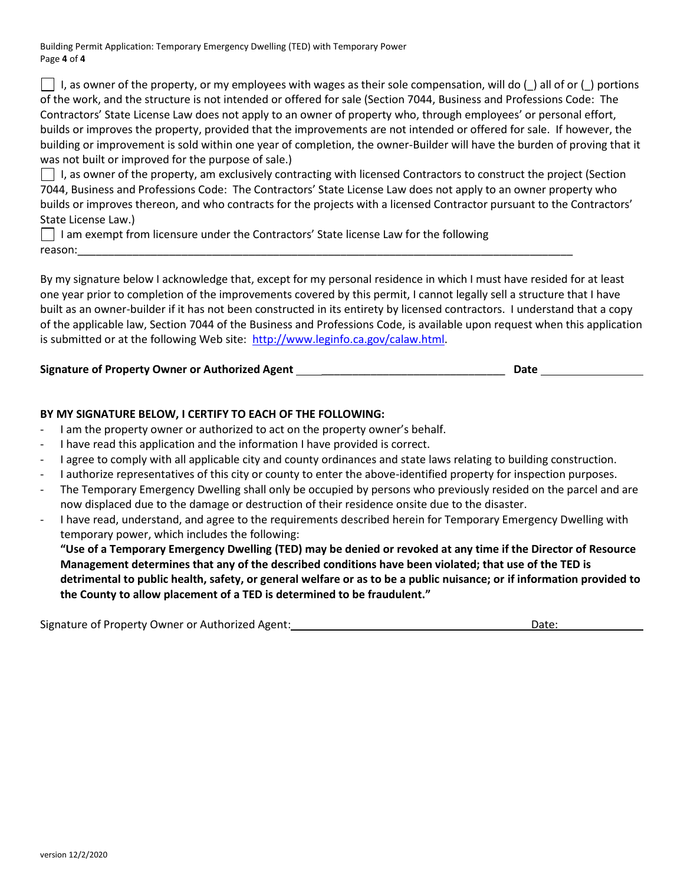☐ I, as owner of the property, or my employees with wages as their sole compensation, will do (_) all of or (_) portions of the work, and the structure is not intended or offered for sale (Section 7044, Business and Professions Code: The Contractors' State License Law does not apply to an owner of property who, through employees' or personal effort, builds or improves the property, provided that the improvements are not intended or offered for sale. If however, the building or improvement is sold within one year of completion, the owner-Builder will have the burden of proving that it was not built or improved for the purpose of sale.)

☐ I, as owner of the property, am exclusively contracting with licensed Contractors to construct the project (Section 7044, Business and Professions Code: The Contractors' State License Law does not apply to an owner property who builds or improves thereon, and who contracts for the projects with a licensed Contractor pursuant to the Contractors' State License Law.)

☐ I am exempt from licensure under the Contractors' State license Law for the following reason:_______________________________________________________________________________

By my signature below I acknowledge that, except for my personal residence in which I must have resided for at least one year prior to completion of the improvements covered by this permit, I cannot legally sell a structure that I have built as an owner-builder if it has not been constructed in its entirety by licensed contractors. I understand that a copy of the applicable law, Section 7044 of the Business and Professions Code, is available upon request when this application is submitted or at the following Web site: http://www.leginfo.ca.gov/calaw.html.

**Signature of Property Owner or Authorized Agent** ________________________________ **Date** ________________

**BY MY SIGNATURE BELOW, I CERTIFY TO EACH OF THE FOLLOWING:**

- I am the property owner or authorized to act on the property owner's behalf.
- I have read this application and the information I have provided is correct.
- I agree to comply with all applicable city and county ordinances and state laws relating to building construction.
- I authorize representatives of this city or county to enter the above-identified property for inspection purposes.
- The Temporary Emergency Dwelling shall only be occupied by persons who previously resided on the parcel and are now displaced due to the damage or destruction of their residence onsite due to the disaster.
- I have read, understand, and agree to the requirements described herein for Temporary Emergency Dwelling with temporary power, which includes the following:
  **"Use of a Temporary Emergency Dwelling (TED) may be denied or revoked at any time if the Director of Resource Management determines that any of the described conditions have been violated; that use of the TED is detrimental to public health, safety, or general welfare or as to be a public nuisance; or if information provided to the County to allow placement of a TED is determined to be fraudulent."**

Signature of Property Owner or Authorized Agent:________________________________________ Date:________________

version 12/2/2020